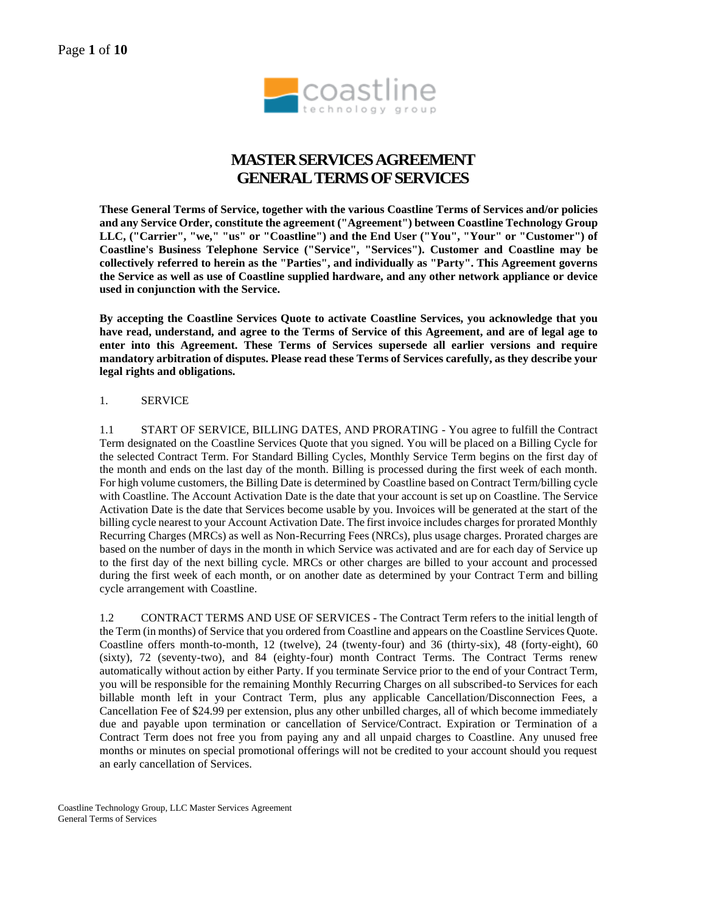# MASTER SERVICES AGREEMENT
# GENERAL TERMS OF SERVICES

**These General Terms of Service, together with the various Coastline Terms of Services and/or policies and any Service Order, constitute the agreement ("Agreement") between Coastline Technology Group LLC, ("Carrier", "we," "us" or "Coastline") and the End User ("You", "Your" or "Customer") of Coastline's Business Telephone Service ("Service", "Services"). Customer and Coastline may be collectively referred to herein as the "Parties", and individually as "Party". This Agreement governs the Service as well as use of Coastline supplied hardware, and any other network appliance or device used in conjunction with the Service.**

**By accepting the Coastline Services Quote to activate Coastline Services, you acknowledge that you have read, understand, and agree to the Terms of Service of this Agreement, and are of legal age to enter into this Agreement. These Terms of Services supersede all earlier versions and require mandatory arbitration of disputes. Please read these Terms of Services carefully, as they describe your legal rights and obligations.**

## 1. SERVICE

1.1 START OF SERVICE, BILLING DATES, AND PRORATING - You agree to fulfill the Contract Term designated on the Coastline Services Quote that you signed. You will be placed on a Billing Cycle for the selected Contract Term. For Standard Billing Cycles, Monthly Service Term begins on the first day of the month and ends on the last day of the month. Billing is processed during the first week of each month. For high volume customers, the Billing Date is determined by Coastline based on Contract Term/billing cycle with Coastline. The Account Activation Date is the date that your account is set up on Coastline. The Service Activation Date is the date that Services become usable by you. Invoices will be generated at the start of the billing cycle nearest to your Account Activation Date. The first invoice includes charges for prorated Monthly Recurring Charges (MRCs) as well as Non-Recurring Fees (NRCs), plus usage charges. Prorated charges are based on the number of days in the month in which Service was activated and are for each day of Service up to the first day of the next billing cycle. MRCs or other charges are billed to your account and processed during the first week of each month, or on another date as determined by your Contract Term and billing cycle arrangement with Coastline.

1.2 CONTRACT TERMS AND USE OF SERVICES - The Contract Term refers to the initial length of the Term (in months) of Service that you ordered from Coastline and appears on the Coastline Services Quote. Coastline offers month-to-month, 12 (twelve), 24 (twenty-four) and 36 (thirty-six), 48 (forty-eight), 60 (sixty), 72 (seventy-two), and 84 (eighty-four) month Contract Terms. The Contract Terms renew automatically without action by either Party. If you terminate Service prior to the end of your Contract Term, you will be responsible for the remaining Monthly Recurring Charges on all subscribed-to Services for each billable month left in your Contract Term, plus any applicable Cancellation/Disconnection Fees, a Cancellation Fee of $24.99 per extension, plus any other unbilled charges, all of which become immediately due and payable upon termination or cancellation of Service/Contract. Expiration or Termination of a Contract Term does not free you from paying any and all unpaid charges to Coastline. Any unused free months or minutes on special promotional offerings will not be credited to your account should you request an early cancellation of Services.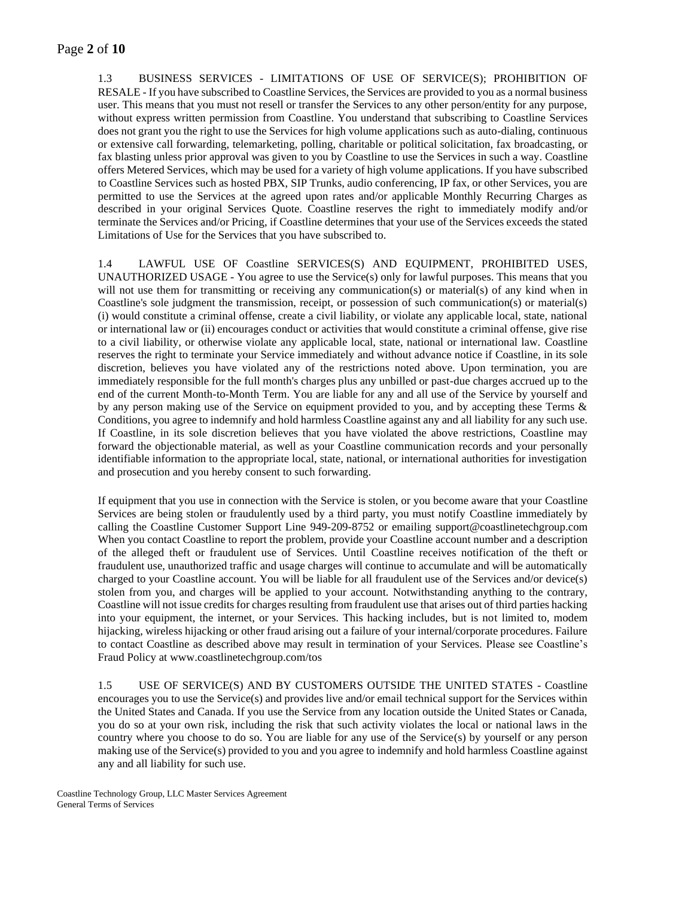1.3 BUSINESS SERVICES - LIMITATIONS OF USE OF SERVICE(S); PROHIBITION OF RESALE - If you have subscribed to Coastline Services, the Services are provided to you as a normal business user. This means that you must not resell or transfer the Services to any other person/entity for any purpose, without express written permission from Coastline. You understand that subscribing to Coastline Services does not grant you the right to use the Services for high volume applications such as auto-dialing, continuous or extensive call forwarding, telemarketing, polling, charitable or political solicitation, fax broadcasting, or fax blasting unless prior approval was given to you by Coastline to use the Services in such a way. Coastline offers Metered Services, which may be used for a variety of high volume applications. If you have subscribed to Coastline Services such as hosted PBX, SIP Trunks, audio conferencing, IP fax, or other Services, you are permitted to use the Services at the agreed upon rates and/or applicable Monthly Recurring Charges as described in your original Services Quote. Coastline reserves the right to immediately modify and/or terminate the Services and/or Pricing, if Coastline determines that your use of the Services exceeds the stated Limitations of Use for the Services that you have subscribed to.

1.4 LAWFUL USE OF Coastline SERVICES(S) AND EQUIPMENT, PROHIBITED USES, UNAUTHORIZED USAGE - You agree to use the Service(s) only for lawful purposes. This means that you will not use them for transmitting or receiving any communication(s) or material(s) of any kind when in Coastline's sole judgment the transmission, receipt, or possession of such communication(s) or material(s) (i) would constitute a criminal offense, create a civil liability, or violate any applicable local, state, national or international law or (ii) encourages conduct or activities that would constitute a criminal offense, give rise to a civil liability, or otherwise violate any applicable local, state, national or international law. Coastline reserves the right to terminate your Service immediately and without advance notice if Coastline, in its sole discretion, believes you have violated any of the restrictions noted above. Upon termination, you are immediately responsible for the full month's charges plus any unbilled or past-due charges accrued up to the end of the current Month-to-Month Term. You are liable for any and all use of the Service by yourself and by any person making use of the Service on equipment provided to you, and by accepting these Terms & Conditions, you agree to indemnify and hold harmless Coastline against any and all liability for any such use. If Coastline, in its sole discretion believes that you have violated the above restrictions, Coastline may forward the objectionable material, as well as your Coastline communication records and your personally identifiable information to the appropriate local, state, national, or international authorities for investigation and prosecution and you hereby consent to such forwarding.

If equipment that you use in connection with the Service is stolen, or you become aware that your Coastline Services are being stolen or fraudulently used by a third party, you must notify Coastline immediately by calling the Coastline Customer Support Line 949-209-8752 or emailing support@coastlinetechgroup.com When you contact Coastline to report the problem, provide your Coastline account number and a description of the alleged theft or fraudulent use of Services. Until Coastline receives notification of the theft or fraudulent use, unauthorized traffic and usage charges will continue to accumulate and will be automatically charged to your Coastline account. You will be liable for all fraudulent use of the Services and/or device(s) stolen from you, and charges will be applied to your account. Notwithstanding anything to the contrary, Coastline will not issue credits for charges resulting from fraudulent use that arises out of third parties hacking into your equipment, the internet, or your Services. This hacking includes, but is not limited to, modem hijacking, wireless hijacking or other fraud arising out a failure of your internal/corporate procedures. Failure to contact Coastline as described above may result in termination of your Services. Please see Coastline's Fraud Policy at www.coastlinetechgroup.com/tos

1.5 USE OF SERVICE(S) AND BY CUSTOMERS OUTSIDE THE UNITED STATES - Coastline encourages you to use the Service(s) and provides live and/or email technical support for the Services within the United States and Canada. If you use the Service from any location outside the United States or Canada, you do so at your own risk, including the risk that such activity violates the local or national laws in the country where you choose to do so. You are liable for any use of the Service(s) by yourself or any person making use of the Service(s) provided to you and you agree to indemnify and hold harmless Coastline against any and all liability for such use.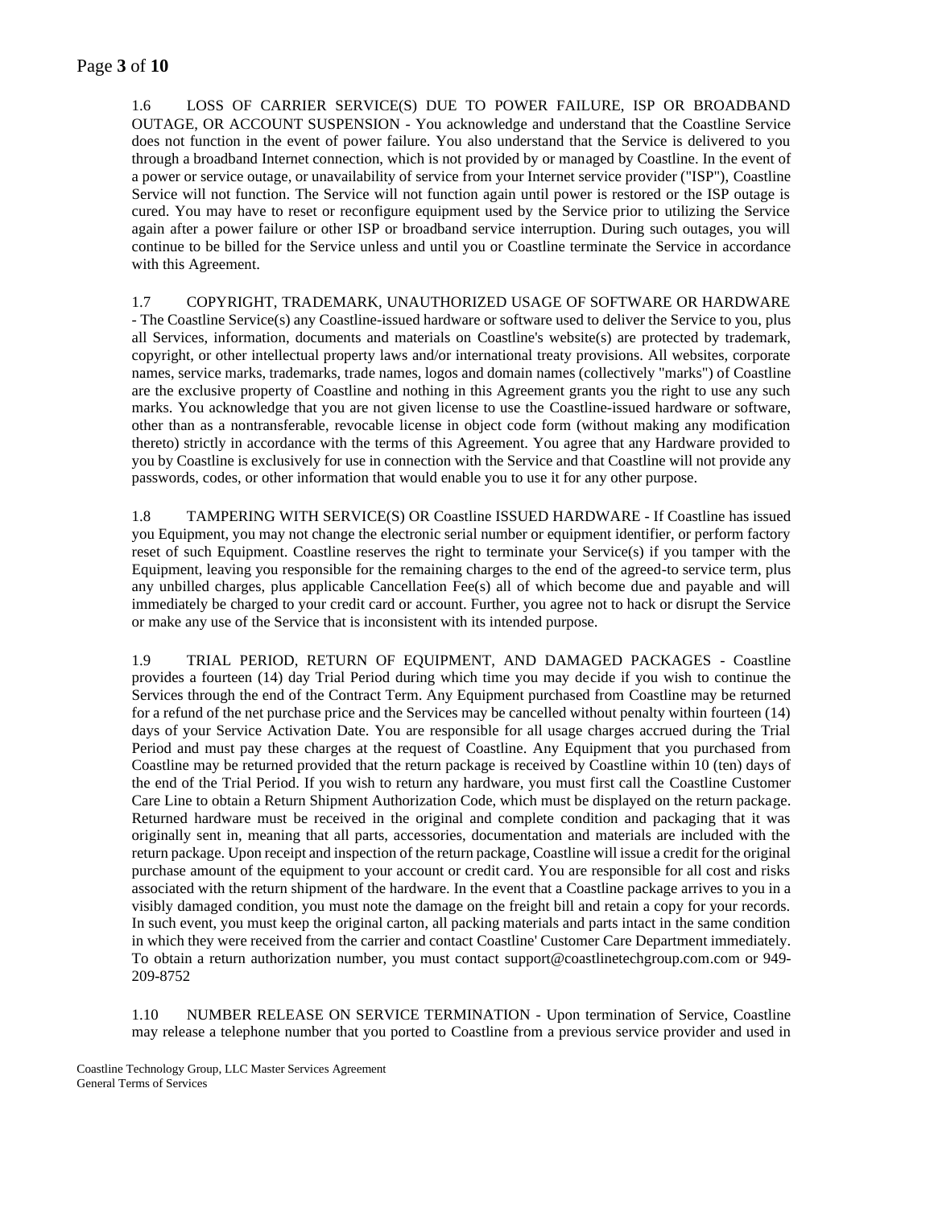1.6 LOSS OF CARRIER SERVICE(S) DUE TO POWER FAILURE, ISP OR BROADBAND OUTAGE, OR ACCOUNT SUSPENSION - You acknowledge and understand that the Coastline Service does not function in the event of power failure. You also understand that the Service is delivered to you through a broadband Internet connection, which is not provided by or managed by Coastline. In the event of a power or service outage, or unavailability of service from your Internet service provider ("ISP"), Coastline Service will not function. The Service will not function again until power is restored or the ISP outage is cured. You may have to reset or reconfigure equipment used by the Service prior to utilizing the Service again after a power failure or other ISP or broadband service interruption. During such outages, you will continue to be billed for the Service unless and until you or Coastline terminate the Service in accordance with this Agreement.

1.7 COPYRIGHT, TRADEMARK, UNAUTHORIZED USAGE OF SOFTWARE OR HARDWARE - The Coastline Service(s) any Coastline-issued hardware or software used to deliver the Service to you, plus all Services, information, documents and materials on Coastline's website(s) are protected by trademark, copyright, or other intellectual property laws and/or international treaty provisions. All websites, corporate names, service marks, trademarks, trade names, logos and domain names (collectively "marks") of Coastline are the exclusive property of Coastline and nothing in this Agreement grants you the right to use any such marks. You acknowledge that you are not given license to use the Coastline-issued hardware or software, other than as a nontransferable, revocable license in object code form (without making any modification thereto) strictly in accordance with the terms of this Agreement. You agree that any Hardware provided to you by Coastline is exclusively for use in connection with the Service and that Coastline will not provide any passwords, codes, or other information that would enable you to use it for any other purpose.

1.8 TAMPERING WITH SERVICE(S) OR Coastline ISSUED HARDWARE - If Coastline has issued you Equipment, you may not change the electronic serial number or equipment identifier, or perform factory reset of such Equipment. Coastline reserves the right to terminate your Service(s) if you tamper with the Equipment, leaving you responsible for the remaining charges to the end of the agreed-to service term, plus any unbilled charges, plus applicable Cancellation Fee(s) all of which become due and payable and will immediately be charged to your credit card or account. Further, you agree not to hack or disrupt the Service or make any use of the Service that is inconsistent with its intended purpose.

1.9 TRIAL PERIOD, RETURN OF EQUIPMENT, AND DAMAGED PACKAGES - Coastline provides a fourteen (14) day Trial Period during which time you may decide if you wish to continue the Services through the end of the Contract Term. Any Equipment purchased from Coastline may be returned for a refund of the net purchase price and the Services may be cancelled without penalty within fourteen (14) days of your Service Activation Date. You are responsible for all usage charges accrued during the Trial Period and must pay these charges at the request of Coastline. Any Equipment that you purchased from Coastline may be returned provided that the return package is received by Coastline within 10 (ten) days of the end of the Trial Period. If you wish to return any hardware, you must first call the Coastline Customer Care Line to obtain a Return Shipment Authorization Code, which must be displayed on the return package. Returned hardware must be received in the original and complete condition and packaging that it was originally sent in, meaning that all parts, accessories, documentation and materials are included with the return package. Upon receipt and inspection of the return package, Coastline will issue a credit for the original purchase amount of the equipment to your account or credit card. You are responsible for all cost and risks associated with the return shipment of the hardware. In the event that a Coastline package arrives to you in a visibly damaged condition, you must note the damage on the freight bill and retain a copy for your records. In such event, you must keep the original carton, all packing materials and parts intact in the same condition in which they were received from the carrier and contact Coastline' Customer Care Department immediately. To obtain a return authorization number, you must contact support@coastlinetechgroup.com.com or 949-209-8752

1.10 NUMBER RELEASE ON SERVICE TERMINATION - Upon termination of Service, Coastline may release a telephone number that you ported to Coastline from a previous service provider and used in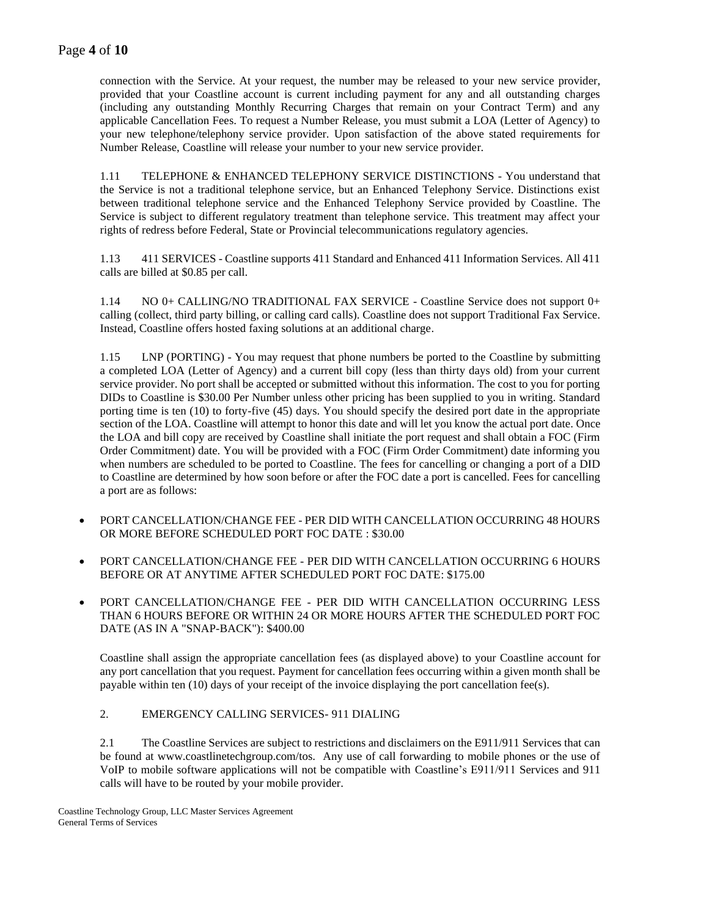connection with the Service. At your request, the number may be released to your new service provider, provided that your Coastline account is current including payment for any and all outstanding charges (including any outstanding Monthly Recurring Charges that remain on your Contract Term) and any applicable Cancellation Fees. To request a Number Release, you must submit a LOA (Letter of Agency) to your new telephone/telephony service provider. Upon satisfaction of the above stated requirements for Number Release, Coastline will release your number to your new service provider.

1.11 TELEPHONE & ENHANCED TELEPHONY SERVICE DISTINCTIONS - You understand that the Service is not a traditional telephone service, but an Enhanced Telephony Service. Distinctions exist between traditional telephone service and the Enhanced Telephony Service provided by Coastline. The Service is subject to different regulatory treatment than telephone service. This treatment may affect your rights of redress before Federal, State or Provincial telecommunications regulatory agencies.

1.13 411 SERVICES - Coastline supports 411 Standard and Enhanced 411 Information Services. All 411 calls are billed at $0.85 per call.

1.14 NO 0+ CALLING/NO TRADITIONAL FAX SERVICE - Coastline Service does not support 0+ calling (collect, third party billing, or calling card calls). Coastline does not support Traditional Fax Service. Instead, Coastline offers hosted faxing solutions at an additional charge.

1.15 LNP (PORTING) - You may request that phone numbers be ported to the Coastline by submitting a completed LOA (Letter of Agency) and a current bill copy (less than thirty days old) from your current service provider. No port shall be accepted or submitted without this information. The cost to you for porting DIDs to Coastline is $30.00 Per Number unless other pricing has been supplied to you in writing. Standard porting time is ten (10) to forty-five (45) days. You should specify the desired port date in the appropriate section of the LOA. Coastline will attempt to honor this date and will let you know the actual port date. Once the LOA and bill copy are received by Coastline shall initiate the port request and shall obtain a FOC (Firm Order Commitment) date. You will be provided with a FOC (Firm Order Commitment) date informing you when numbers are scheduled to be ported to Coastline. The fees for cancelling or changing a port of a DID to Coastline are determined by how soon before or after the FOC date a port is cancelled. Fees for cancelling a port are as follows:

- PORT CANCELLATION/CHANGE FEE - PER DID WITH CANCELLATION OCCURRING 48 HOURS OR MORE BEFORE SCHEDULED PORT FOC DATE : $30.00
- PORT CANCELLATION/CHANGE FEE - PER DID WITH CANCELLATION OCCURRING 6 HOURS BEFORE OR AT ANYTIME AFTER SCHEDULED PORT FOC DATE: $175.00
- PORT CANCELLATION/CHANGE FEE - PER DID WITH CANCELLATION OCCURRING LESS THAN 6 HOURS BEFORE OR WITHIN 24 OR MORE HOURS AFTER THE SCHEDULED PORT FOC DATE (AS IN A "SNAP-BACK"): $400.00

Coastline shall assign the appropriate cancellation fees (as displayed above) to your Coastline account for any port cancellation that you request. Payment for cancellation fees occurring within a given month shall be payable within ten (10) days of your receipt of the invoice displaying the port cancellation fee(s).

2. EMERGENCY CALLING SERVICES- 911 DIALING

2.1 The Coastline Services are subject to restrictions and disclaimers on the E911/911 Services that can be found at www.coastlinetechgroup.com/tos. Any use of call forwarding to mobile phones or the use of VoIP to mobile software applications will not be compatible with Coastline's E911/911 Services and 911 calls will have to be routed by your mobile provider.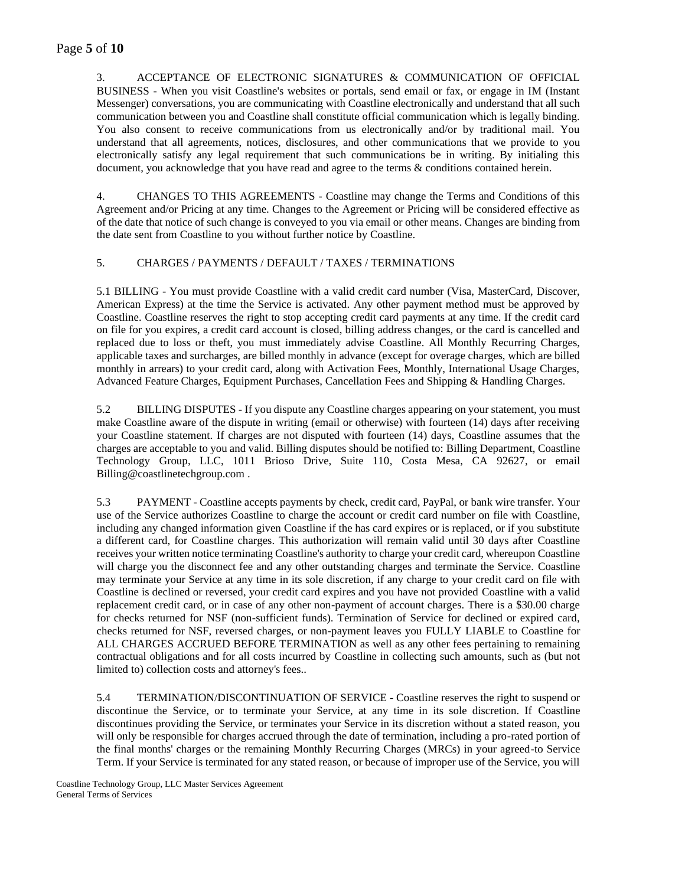3. ACCEPTANCE OF ELECTRONIC SIGNATURES & COMMUNICATION OF OFFICIAL BUSINESS - When you visit Coastline's websites or portals, send email or fax, or engage in IM (Instant Messenger) conversations, you are communicating with Coastline electronically and understand that all such communication between you and Coastline shall constitute official communication which is legally binding. You also consent to receive communications from us electronically and/or by traditional mail. You understand that all agreements, notices, disclosures, and other communications that we provide to you electronically satisfy any legal requirement that such communications be in writing. By initialing this document, you acknowledge that you have read and agree to the terms & conditions contained herein.

4. CHANGES TO THIS AGREEMENTS - Coastline may change the Terms and Conditions of this Agreement and/or Pricing at any time. Changes to the Agreement or Pricing will be considered effective as of the date that notice of such change is conveyed to you via email or other means. Changes are binding from the date sent from Coastline to you without further notice by Coastline.

5. CHARGES / PAYMENTS / DEFAULT / TAXES / TERMINATIONS

5.1 BILLING - You must provide Coastline with a valid credit card number (Visa, MasterCard, Discover, American Express) at the time the Service is activated. Any other payment method must be approved by Coastline. Coastline reserves the right to stop accepting credit card payments at any time. If the credit card on file for you expires, a credit card account is closed, billing address changes, or the card is cancelled and replaced due to loss or theft, you must immediately advise Coastline. All Monthly Recurring Charges, applicable taxes and surcharges, are billed monthly in advance (except for overage charges, which are billed monthly in arrears) to your credit card, along with Activation Fees, Monthly, International Usage Charges, Advanced Feature Charges, Equipment Purchases, Cancellation Fees and Shipping & Handling Charges.

5.2 BILLING DISPUTES - If you dispute any Coastline charges appearing on your statement, you must make Coastline aware of the dispute in writing (email or otherwise) with fourteen (14) days after receiving your Coastline statement. If charges are not disputed with fourteen (14) days, Coastline assumes that the charges are acceptable to you and valid. Billing disputes should be notified to: Billing Department, Coastline Technology Group, LLC, 1011 Brioso Drive, Suite 110, Costa Mesa, CA 92627, or email Billing@coastlinetechgroup.com .

5.3 PAYMENT - Coastline accepts payments by check, credit card, PayPal, or bank wire transfer. Your use of the Service authorizes Coastline to charge the account or credit card number on file with Coastline, including any changed information given Coastline if the has card expires or is replaced, or if you substitute a different card, for Coastline charges. This authorization will remain valid until 30 days after Coastline receives your written notice terminating Coastline's authority to charge your credit card, whereupon Coastline will charge you the disconnect fee and any other outstanding charges and terminate the Service. Coastline may terminate your Service at any time in its sole discretion, if any charge to your credit card on file with Coastline is declined or reversed, your credit card expires and you have not provided Coastline with a valid replacement credit card, or in case of any other non-payment of account charges. There is a $30.00 charge for checks returned for NSF (non-sufficient funds). Termination of Service for declined or expired card, checks returned for NSF, reversed charges, or non-payment leaves you FULLY LIABLE to Coastline for ALL CHARGES ACCRUED BEFORE TERMINATION as well as any other fees pertaining to remaining contractual obligations and for all costs incurred by Coastline in collecting such amounts, such as (but not limited to) collection costs and attorney's fees..

5.4 TERMINATION/DISCONTINUATION OF SERVICE - Coastline reserves the right to suspend or discontinue the Service, or to terminate your Service, at any time in its sole discretion. If Coastline discontinues providing the Service, or terminates your Service in its discretion without a stated reason, you will only be responsible for charges accrued through the date of termination, including a pro-rated portion of the final months' charges or the remaining Monthly Recurring Charges (MRCs) in your agreed-to Service Term. If your Service is terminated for any stated reason, or because of improper use of the Service, you will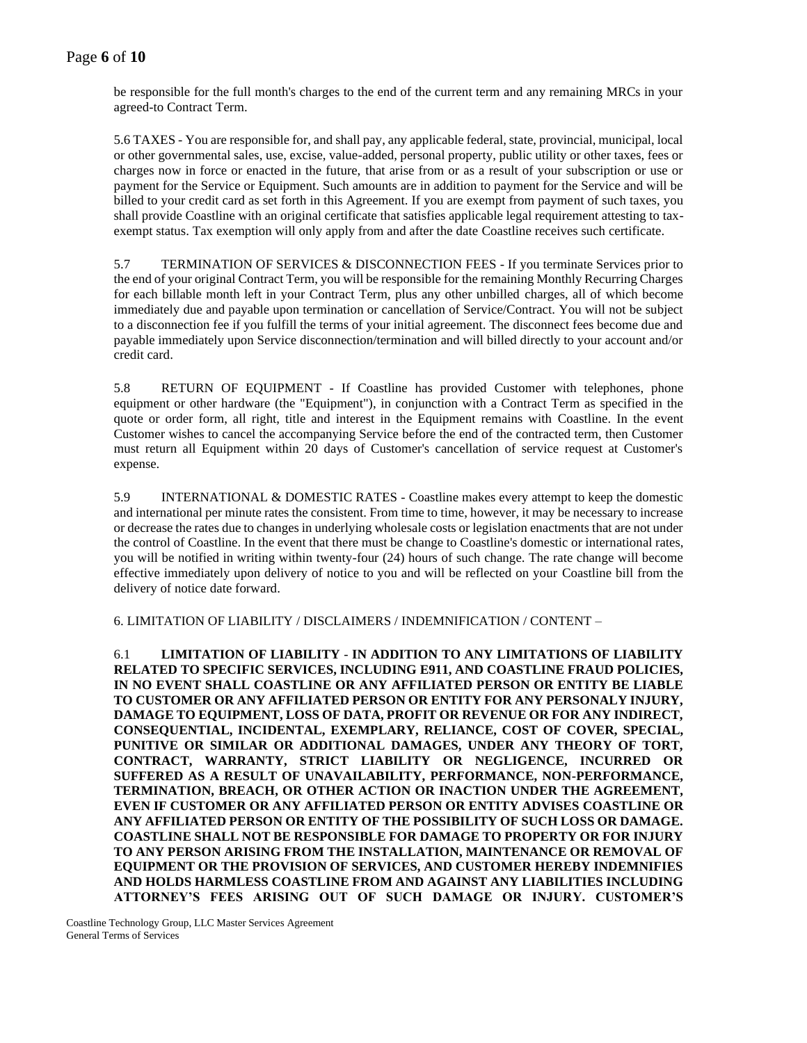be responsible for the full month's charges to the end of the current term and any remaining MRCs in your agreed-to Contract Term.

5.6 TAXES - You are responsible for, and shall pay, any applicable federal, state, provincial, municipal, local or other governmental sales, use, excise, value-added, personal property, public utility or other taxes, fees or charges now in force or enacted in the future, that arise from or as a result of your subscription or use or payment for the Service or Equipment. Such amounts are in addition to payment for the Service and will be billed to your credit card as set forth in this Agreement. If you are exempt from payment of such taxes, you shall provide Coastline with an original certificate that satisfies applicable legal requirement attesting to tax-exempt status. Tax exemption will only apply from and after the date Coastline receives such certificate.

5.7 TERMINATION OF SERVICES & DISCONNECTION FEES - If you terminate Services prior to the end of your original Contract Term, you will be responsible for the remaining Monthly Recurring Charges for each billable month left in your Contract Term, plus any other unbilled charges, all of which become immediately due and payable upon termination or cancellation of Service/Contract. You will not be subject to a disconnection fee if you fulfill the terms of your initial agreement. The disconnect fees become due and payable immediately upon Service disconnection/termination and will billed directly to your account and/or credit card.

5.8 RETURN OF EQUIPMENT - If Coastline has provided Customer with telephones, phone equipment or other hardware (the "Equipment"), in conjunction with a Contract Term as specified in the quote or order form, all right, title and interest in the Equipment remains with Coastline. In the event Customer wishes to cancel the accompanying Service before the end of the contracted term, then Customer must return all Equipment within 20 days of Customer's cancellation of service request at Customer's expense.

5.9 INTERNATIONAL & DOMESTIC RATES - Coastline makes every attempt to keep the domestic and international per minute rates the consistent. From time to time, however, it may be necessary to increase or decrease the rates due to changes in underlying wholesale costs or legislation enactments that are not under the control of Coastline. In the event that there must be change to Coastline's domestic or international rates, you will be notified in writing within twenty-four (24) hours of such change. The rate change will become effective immediately upon delivery of notice to you and will be reflected on your Coastline bill from the delivery of notice date forward.

6. LIMITATION OF LIABILITY / DISCLAIMERS / INDEMNIFICATION / CONTENT –

6.1 **LIMITATION OF LIABILITY - IN ADDITION TO ANY LIMITATIONS OF LIABILITY RELATED TO SPECIFIC SERVICES, INCLUDING E911, AND COASTLINE FRAUD POLICIES, IN NO EVENT SHALL COASTLINE OR ANY AFFILIATED PERSON OR ENTITY BE LIABLE TO CUSTOMER OR ANY AFFILIATED PERSON OR ENTITY FOR ANY PERSONALY INJURY, DAMAGE TO EQUIPMENT, LOSS OF DATA, PROFIT OR REVENUE OR FOR ANY INDIRECT, CONSEQUENTIAL, INCIDENTAL, EXEMPLARY, RELIANCE, COST OF COVER, SPECIAL, PUNITIVE OR SIMILAR OR ADDITIONAL DAMAGES, UNDER ANY THEORY OF TORT, CONTRACT, WARRANTY, STRICT LIABILITY OR NEGLIGENCE, INCURRED OR SUFFERED AS A RESULT OF UNAVAILABILITY, PERFORMANCE, NON-PERFORMANCE, TERMINATION, BREACH, OR OTHER ACTION OR INACTION UNDER THE AGREEMENT, EVEN IF CUSTOMER OR ANY AFFILIATED PERSON OR ENTITY ADVISES COASTLINE OR ANY AFFILIATED PERSON OR ENTITY OF THE POSSIBILITY OF SUCH LOSS OR DAMAGE. COASTLINE SHALL NOT BE RESPONSIBLE FOR DAMAGE TO PROPERTY OR FOR INJURY TO ANY PERSON ARISING FROM THE INSTALLATION, MAINTENANCE OR REMOVAL OF EQUIPMENT OR THE PROVISION OF SERVICES, AND CUSTOMER HEREBY INDEMNIFIES AND HOLDS HARMLESS COASTLINE FROM AND AGAINST ANY LIABILITIES INCLUDING ATTORNEY'S FEES ARISING OUT OF SUCH DAMAGE OR INJURY. CUSTOMER'S**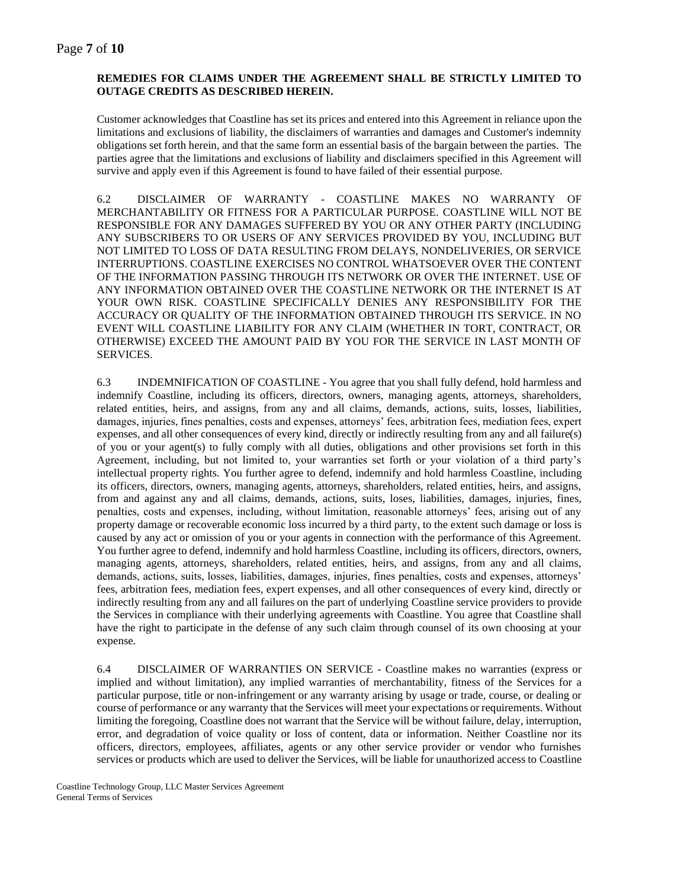**REMEDIES FOR CLAIMS UNDER THE AGREEMENT SHALL BE STRICTLY LIMITED TO OUTAGE CREDITS AS DESCRIBED HEREIN.**

Customer acknowledges that Coastline has set its prices and entered into this Agreement in reliance upon the limitations and exclusions of liability, the disclaimers of warranties and damages and Customer's indemnity obligations set forth herein, and that the same form an essential basis of the bargain between the parties. The parties agree that the limitations and exclusions of liability and disclaimers specified in this Agreement will survive and apply even if this Agreement is found to have failed of their essential purpose.

6.2 DISCLAIMER OF WARRANTY - COASTLINE MAKES NO WARRANTY OF MERCHANTABILITY OR FITNESS FOR A PARTICULAR PURPOSE. COASTLINE WILL NOT BE RESPONSIBLE FOR ANY DAMAGES SUFFERED BY YOU OR ANY OTHER PARTY (INCLUDING ANY SUBSCRIBERS TO OR USERS OF ANY SERVICES PROVIDED BY YOU, INCLUDING BUT NOT LIMITED TO LOSS OF DATA RESULTING FROM DELAYS, NONDELIVERIES, OR SERVICE INTERRUPTIONS. COASTLINE EXERCISES NO CONTROL WHATSOEVER OVER THE CONTENT OF THE INFORMATION PASSING THROUGH ITS NETWORK OR OVER THE INTERNET. USE OF ANY INFORMATION OBTAINED OVER THE COASTLINE NETWORK OR THE INTERNET IS AT YOUR OWN RISK. COASTLINE SPECIFICALLY DENIES ANY RESPONSIBILITY FOR THE ACCURACY OR QUALITY OF THE INFORMATION OBTAINED THROUGH ITS SERVICE. IN NO EVENT WILL COASTLINE LIABILITY FOR ANY CLAIM (WHETHER IN TORT, CONTRACT, OR OTHERWISE) EXCEED THE AMOUNT PAID BY YOU FOR THE SERVICE IN LAST MONTH OF SERVICES.

6.3 INDEMNIFICATION OF COASTLINE - You agree that you shall fully defend, hold harmless and indemnify Coastline, including its officers, directors, owners, managing agents, attorneys, shareholders, related entities, heirs, and assigns, from any and all claims, demands, actions, suits, losses, liabilities, damages, injuries, fines penalties, costs and expenses, attorneys' fees, arbitration fees, mediation fees, expert expenses, and all other consequences of every kind, directly or indirectly resulting from any and all failure(s) of you or your agent(s) to fully comply with all duties, obligations and other provisions set forth in this Agreement, including, but not limited to, your warranties set forth or your violation of a third party's intellectual property rights. You further agree to defend, indemnify and hold harmless Coastline, including its officers, directors, owners, managing agents, attorneys, shareholders, related entities, heirs, and assigns, from and against any and all claims, demands, actions, suits, loses, liabilities, damages, injuries, fines, penalties, costs and expenses, including, without limitation, reasonable attorneys' fees, arising out of any property damage or recoverable economic loss incurred by a third party, to the extent such damage or loss is caused by any act or omission of you or your agents in connection with the performance of this Agreement. You further agree to defend, indemnify and hold harmless Coastline, including its officers, directors, owners, managing agents, attorneys, shareholders, related entities, heirs, and assigns, from any and all claims, demands, actions, suits, losses, liabilities, damages, injuries, fines penalties, costs and expenses, attorneys' fees, arbitration fees, mediation fees, expert expenses, and all other consequences of every kind, directly or indirectly resulting from any and all failures on the part of underlying Coastline service providers to provide the Services in compliance with their underlying agreements with Coastline. You agree that Coastline shall have the right to participate in the defense of any such claim through counsel of its own choosing at your expense.

6.4 DISCLAIMER OF WARRANTIES ON SERVICE - Coastline makes no warranties (express or implied and without limitation), any implied warranties of merchantability, fitness of the Services for a particular purpose, title or non-infringement or any warranty arising by usage or trade, course, or dealing or course of performance or any warranty that the Services will meet your expectations or requirements. Without limiting the foregoing, Coastline does not warrant that the Service will be without failure, delay, interruption, error, and degradation of voice quality or loss of content, data or information. Neither Coastline nor its officers, directors, employees, affiliates, agents or any other service provider or vendor who furnishes services or products which are used to deliver the Services, will be liable for unauthorized access to Coastline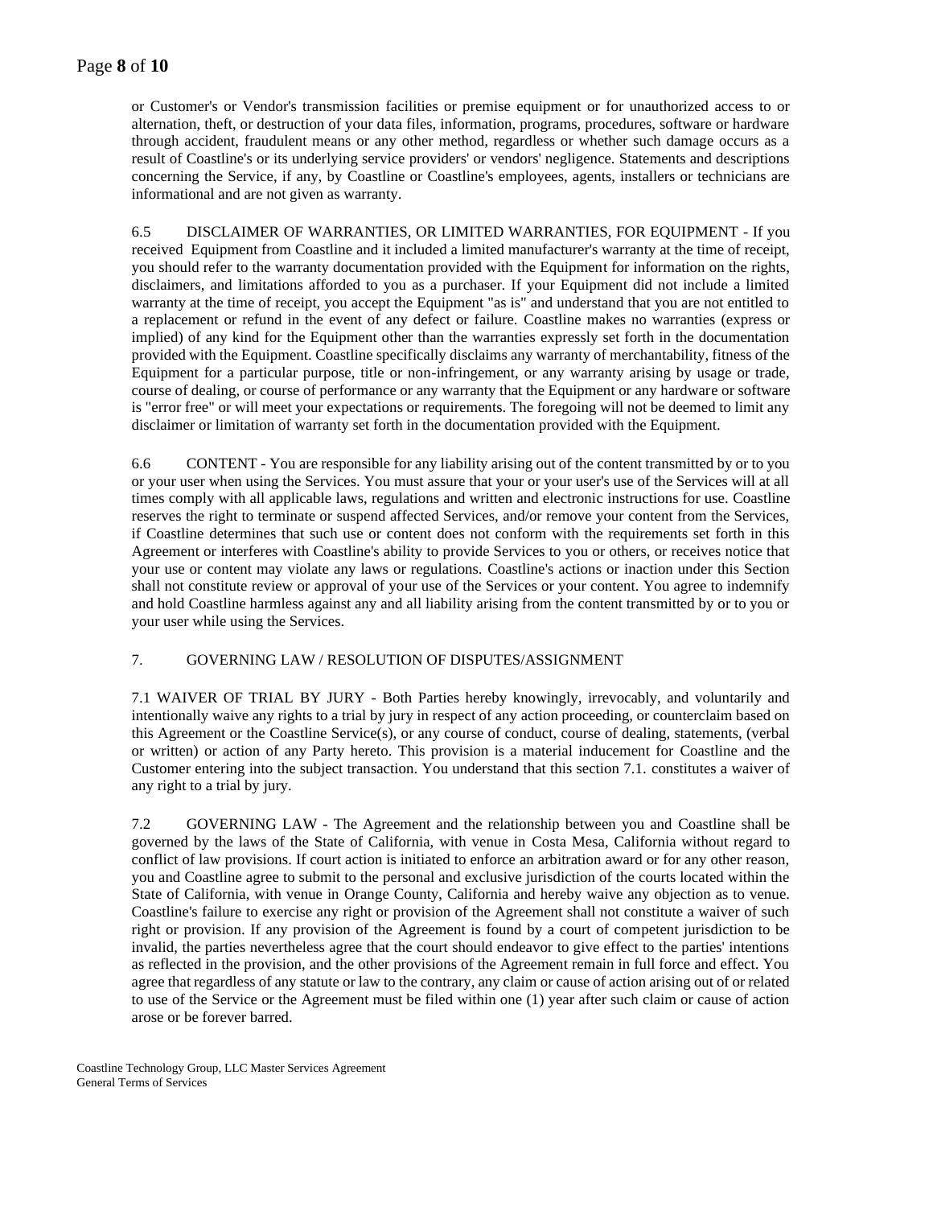or Customer's or Vendor's transmission facilities or premise equipment or for unauthorized access to or alternation, theft, or destruction of your data files, information, programs, procedures, software or hardware through accident, fraudulent means or any other method, regardless or whether such damage occurs as a result of Coastline's or its underlying service providers' or vendors' negligence. Statements and descriptions concerning the Service, if any, by Coastline or Coastline's employees, agents, installers or technicians are informational and are not given as warranty.

6.5 DISCLAIMER OF WARRANTIES, OR LIMITED WARRANTIES, FOR EQUIPMENT - If you received Equipment from Coastline and it included a limited manufacturer's warranty at the time of receipt, you should refer to the warranty documentation provided with the Equipment for information on the rights, disclaimers, and limitations afforded to you as a purchaser. If your Equipment did not include a limited warranty at the time of receipt, you accept the Equipment "as is" and understand that you are not entitled to a replacement or refund in the event of any defect or failure. Coastline makes no warranties (express or implied) of any kind for the Equipment other than the warranties expressly set forth in the documentation provided with the Equipment. Coastline specifically disclaims any warranty of merchantability, fitness of the Equipment for a particular purpose, title or non-infringement, or any warranty arising by usage or trade, course of dealing, or course of performance or any warranty that the Equipment or any hardware or software is "error free" or will meet your expectations or requirements. The foregoing will not be deemed to limit any disclaimer or limitation of warranty set forth in the documentation provided with the Equipment.

6.6 CONTENT - You are responsible for any liability arising out of the content transmitted by or to you or your user when using the Services. You must assure that your or your user's use of the Services will at all times comply with all applicable laws, regulations and written and electronic instructions for use. Coastline reserves the right to terminate or suspend affected Services, and/or remove your content from the Services, if Coastline determines that such use or content does not conform with the requirements set forth in this Agreement or interferes with Coastline's ability to provide Services to you or others, or receives notice that your use or content may violate any laws or regulations. Coastline's actions or inaction under this Section shall not constitute review or approval of your use of the Services or your content. You agree to indemnify and hold Coastline harmless against any and all liability arising from the content transmitted by or to you or your user while using the Services.

## 7. GOVERNING LAW / RESOLUTION OF DISPUTES/ASSIGNMENT

7.1 WAIVER OF TRIAL BY JURY - Both Parties hereby knowingly, irrevocably, and voluntarily and intentionally waive any rights to a trial by jury in respect of any action proceeding, or counterclaim based on this Agreement or the Coastline Service(s), or any course of conduct, course of dealing, statements, (verbal or written) or action of any Party hereto. This provision is a material inducement for Coastline and the Customer entering into the subject transaction. You understand that this section 7.1. constitutes a waiver of any right to a trial by jury.

7.2 GOVERNING LAW - The Agreement and the relationship between you and Coastline shall be governed by the laws of the State of California, with venue in Costa Mesa, California without regard to conflict of law provisions. If court action is initiated to enforce an arbitration award or for any other reason, you and Coastline agree to submit to the personal and exclusive jurisdiction of the courts located within the State of California, with venue in Orange County, California and hereby waive any objection as to venue. Coastline's failure to exercise any right or provision of the Agreement shall not constitute a waiver of such right or provision. If any provision of the Agreement is found by a court of competent jurisdiction to be invalid, the parties nevertheless agree that the court should endeavor to give effect to the parties' intentions as reflected in the provision, and the other provisions of the Agreement remain in full force and effect. You agree that regardless of any statute or law to the contrary, any claim or cause of action arising out of or related to use of the Service or the Agreement must be filed within one (1) year after such claim or cause of action arose or be forever barred.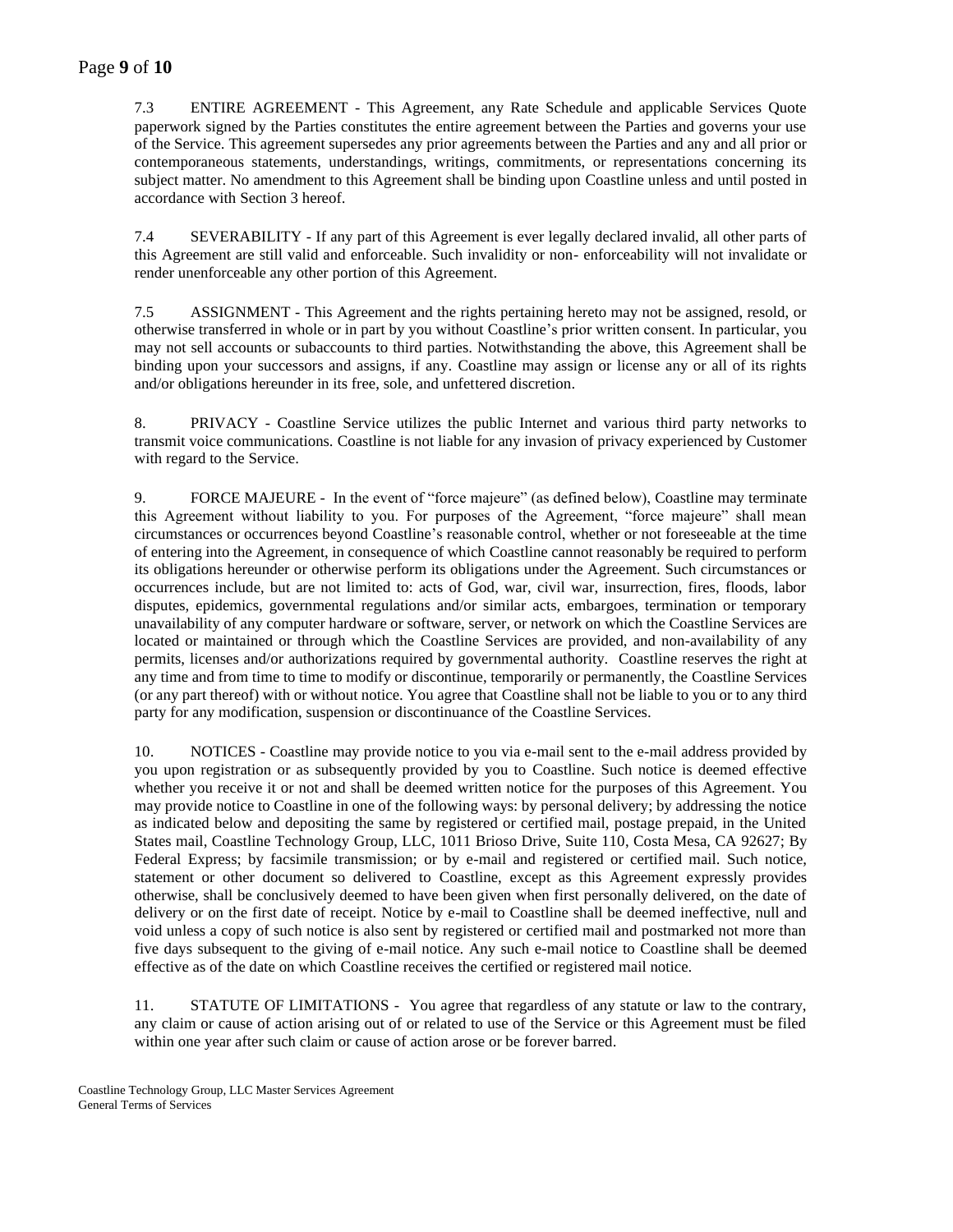7.3 ENTIRE AGREEMENT - This Agreement, any Rate Schedule and applicable Services Quote paperwork signed by the Parties constitutes the entire agreement between the Parties and governs your use of the Service. This agreement supersedes any prior agreements between the Parties and any and all prior or contemporaneous statements, understandings, writings, commitments, or representations concerning its subject matter. No amendment to this Agreement shall be binding upon Coastline unless and until posted in accordance with Section 3 hereof.

7.4 SEVERABILITY - If any part of this Agreement is ever legally declared invalid, all other parts of this Agreement are still valid and enforceable. Such invalidity or non- enforceability will not invalidate or render unenforceable any other portion of this Agreement.

7.5 ASSIGNMENT - This Agreement and the rights pertaining hereto may not be assigned, resold, or otherwise transferred in whole or in part by you without Coastline's prior written consent. In particular, you may not sell accounts or subaccounts to third parties. Notwithstanding the above, this Agreement shall be binding upon your successors and assigns, if any. Coastline may assign or license any or all of its rights and/or obligations hereunder in its free, sole, and unfettered discretion.

8. PRIVACY - Coastline Service utilizes the public Internet and various third party networks to transmit voice communications. Coastline is not liable for any invasion of privacy experienced by Customer with regard to the Service.

9. FORCE MAJEURE - In the event of "force majeure" (as defined below), Coastline may terminate this Agreement without liability to you. For purposes of the Agreement, "force majeure" shall mean circumstances or occurrences beyond Coastline's reasonable control, whether or not foreseeable at the time of entering into the Agreement, in consequence of which Coastline cannot reasonably be required to perform its obligations hereunder or otherwise perform its obligations under the Agreement. Such circumstances or occurrences include, but are not limited to: acts of God, war, civil war, insurrection, fires, floods, labor disputes, epidemics, governmental regulations and/or similar acts, embargoes, termination or temporary unavailability of any computer hardware or software, server, or network on which the Coastline Services are located or maintained or through which the Coastline Services are provided, and non-availability of any permits, licenses and/or authorizations required by governmental authority. Coastline reserves the right at any time and from time to time to modify or discontinue, temporarily or permanently, the Coastline Services (or any part thereof) with or without notice. You agree that Coastline shall not be liable to you or to any third party for any modification, suspension or discontinuance of the Coastline Services.

10. NOTICES - Coastline may provide notice to you via e-mail sent to the e-mail address provided by you upon registration or as subsequently provided by you to Coastline. Such notice is deemed effective whether you receive it or not and shall be deemed written notice for the purposes of this Agreement. You may provide notice to Coastline in one of the following ways: by personal delivery; by addressing the notice as indicated below and depositing the same by registered or certified mail, postage prepaid, in the United States mail, Coastline Technology Group, LLC, 1011 Brioso Drive, Suite 110, Costa Mesa, CA 92627; By Federal Express; by facsimile transmission; or by e-mail and registered or certified mail. Such notice, statement or other document so delivered to Coastline, except as this Agreement expressly provides otherwise, shall be conclusively deemed to have been given when first personally delivered, on the date of delivery or on the first date of receipt. Notice by e-mail to Coastline shall be deemed ineffective, null and void unless a copy of such notice is also sent by registered or certified mail and postmarked not more than five days subsequent to the giving of e-mail notice. Any such e-mail notice to Coastline shall be deemed effective as of the date on which Coastline receives the certified or registered mail notice.

11. STATUTE OF LIMITATIONS - You agree that regardless of any statute or law to the contrary, any claim or cause of action arising out of or related to use of the Service or this Agreement must be filed within one year after such claim or cause of action arose or be forever barred.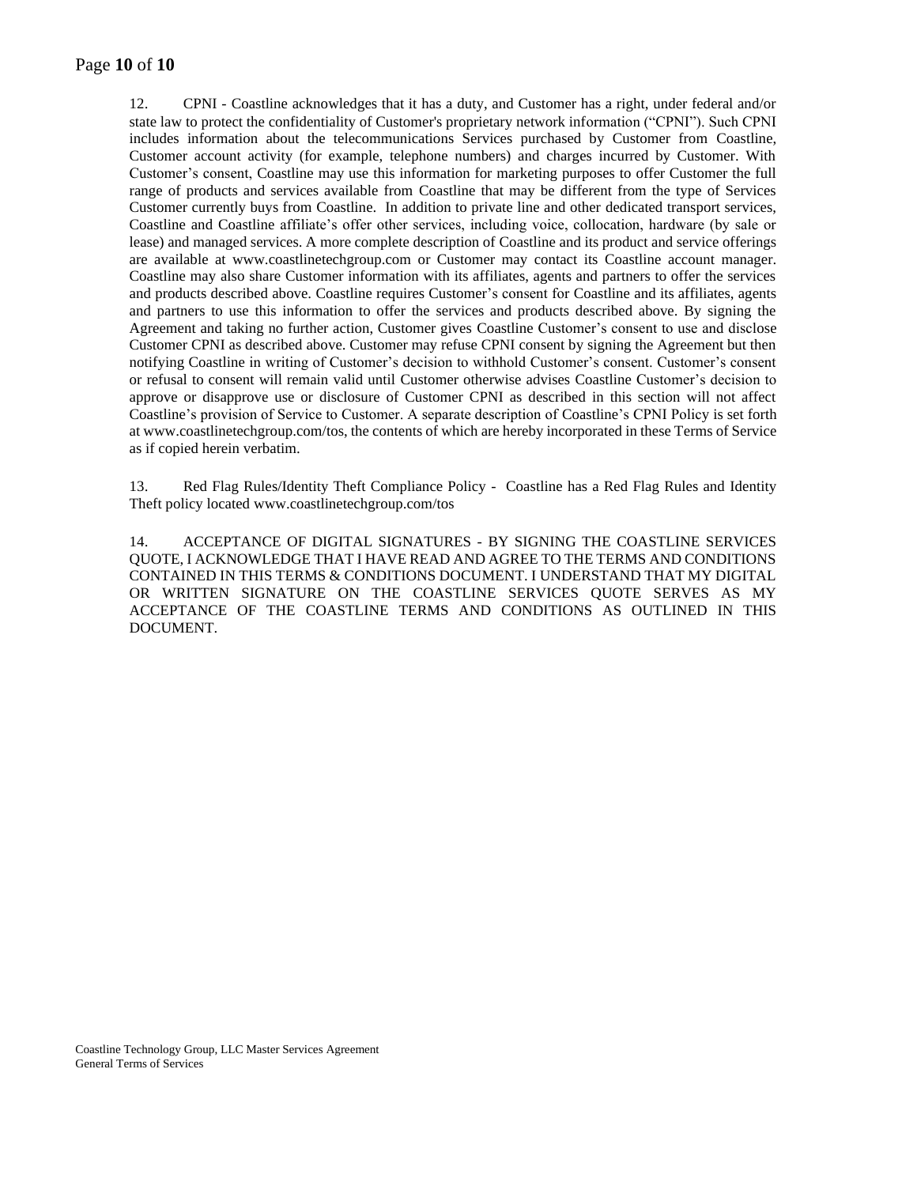12. CPNI - Coastline acknowledges that it has a duty, and Customer has a right, under federal and/or state law to protect the confidentiality of Customer's proprietary network information ("CPNI"). Such CPNI includes information about the telecommunications Services purchased by Customer from Coastline, Customer account activity (for example, telephone numbers) and charges incurred by Customer. With Customer's consent, Coastline may use this information for marketing purposes to offer Customer the full range of products and services available from Coastline that may be different from the type of Services Customer currently buys from Coastline. In addition to private line and other dedicated transport services, Coastline and Coastline affiliate's offer other services, including voice, collocation, hardware (by sale or lease) and managed services. A more complete description of Coastline and its product and service offerings are available at www.coastlinetechgroup.com or Customer may contact its Coastline account manager. Coastline may also share Customer information with its affiliates, agents and partners to offer the services and products described above. Coastline requires Customer's consent for Coastline and its affiliates, agents and partners to use this information to offer the services and products described above. By signing the Agreement and taking no further action, Customer gives Coastline Customer's consent to use and disclose Customer CPNI as described above. Customer may refuse CPNI consent by signing the Agreement but then notifying Coastline in writing of Customer's decision to withhold Customer's consent. Customer's consent or refusal to consent will remain valid until Customer otherwise advises Coastline Customer's decision to approve or disapprove use or disclosure of Customer CPNI as described in this section will not affect Coastline's provision of Service to Customer. A separate description of Coastline's CPNI Policy is set forth at www.coastlinetechgroup.com/tos, the contents of which are hereby incorporated in these Terms of Service as if copied herein verbatim.

13. Red Flag Rules/Identity Theft Compliance Policy - Coastline has a Red Flag Rules and Identity Theft policy located www.coastlinetechgroup.com/tos

14. ACCEPTANCE OF DIGITAL SIGNATURES - BY SIGNING THE COASTLINE SERVICES QUOTE, I ACKNOWLEDGE THAT I HAVE READ AND AGREE TO THE TERMS AND CONDITIONS CONTAINED IN THIS TERMS & CONDITIONS DOCUMENT. I UNDERSTAND THAT MY DIGITAL OR WRITTEN SIGNATURE ON THE COASTLINE SERVICES QUOTE SERVES AS MY ACCEPTANCE OF THE COASTLINE TERMS AND CONDITIONS AS OUTLINED IN THIS DOCUMENT.